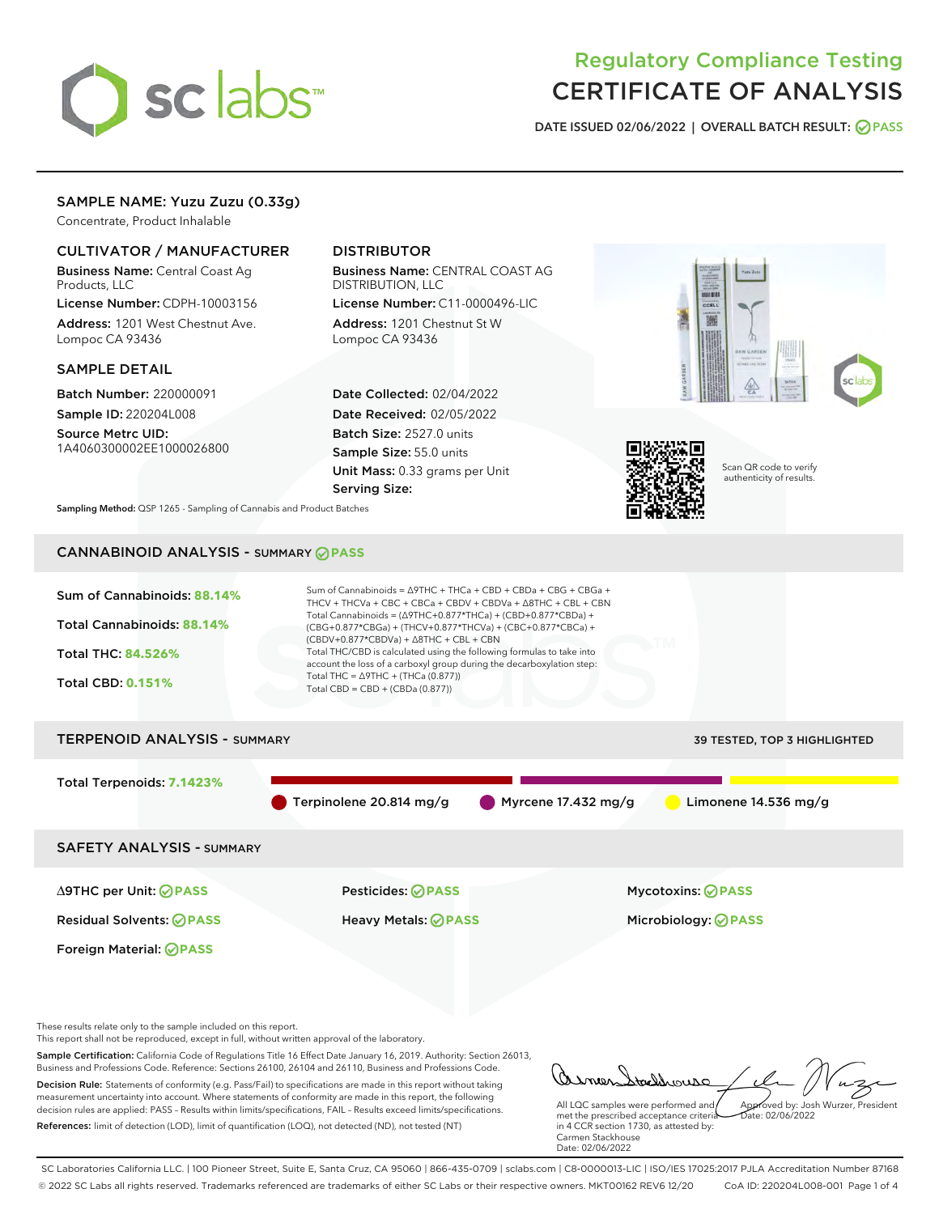# Regulatory Compliance Testing
# CERTIFICATE OF ANALYSIS

**DATE ISSUED 02/06/2022 | OVERALL BATCH RESULT: PASS**

## SAMPLE NAME: Yuzu Zuzu (0.33g)

Concentrate, Product Inhalable

### CULTIVATOR / MANUFACTURER

**Business Name:** Central Coast Ag Products, LLC

**License Number:** CDPH-10003156

**Address:** 1201 West Chestnut Ave. Lompoc CA 93436

### DISTRIBUTOR

**Business Name:** CENTRAL COAST AG DISTRIBUTION, LLC

**License Number:** C11-0000496-LIC

**Address:** 1201 Chestnut St W Lompoc CA 93436

### SAMPLE DETAIL

**Batch Number:** 220000091

**Sample ID:** 220204L008

**Source Metrc UID:** 1A4060300002EE1000026800

**Date Collected:** 02/04/2022

**Date Received:** 02/05/2022

**Batch Size:** 2527.0 units

**Sample Size:** 55.0 units

**Unit Mass:** 0.33 grams per Unit

**Serving Size:**

**Sampling Method:** QSP 1265 - Sampling of Cannabis and Product Batches

Scan QR code to verify authenticity of results.

## CANNABINOID ANALYSIS - SUMMARY PASS

**Sum of Cannabinoids:** 88.14%

**Total Cannabinoids:** 88.14%

**Total THC:** 84.526%

**Total CBD:** 0.151%

Sum of Cannabinoids = Δ9THC + THCa + CBD + CBDa + CBG + CBGa + THCV + THCVa + CBC + CBCa + CBDV + CBDVa + Δ8THC + CBL + CBN

Total Cannabinoids = (Δ9THC+0.877*THCa) + (CBD+0.877*CBDa) + (CBG+0.877*CBGa) + (THCV+0.877*THCVa) + (CBC+0.877*CBCa) + (CBDV+0.877*CBDVa) + Δ8THC + CBL + CBN

Total THC/CBD is calculated using the following formulas to take into account the loss of a carboxyl group during the decarboxylation step:

Total THC = Δ9THC + (THCa (0.877))

Total CBD = CBD + (CBDa (0.877))

## TERPENOID ANALYSIS - SUMMARY

39 TESTED, TOP 3 HIGHLIGHTED

**Total Terpenoids:** 7.1423%

- Terpinolene 20.814 mg/g
- Myrcene 17.432 mg/g
- Limonene 14.536 mg/g

## SAFETY ANALYSIS - SUMMARY

| | | |
|---|---|---|
| Δ9THC per Unit: PASS | Pesticides: PASS | Mycotoxins: PASS |
| Residual Solvents: PASS | Heavy Metals: PASS | Microbiology: PASS |
| Foreign Material: PASS | | |

These results relate only to the sample included on this report.

This report shall not be reproduced, except in full, without written approval of the laboratory.

**Sample Certification:** California Code of Regulations Title 16 Effect Date January 16, 2019. Authority: Section 26013, Business and Professions Code. Reference: Sections 26100, 26104 and 26110, Business and Professions Code.

**Decision Rule:** Statements of conformity (e.g. Pass/Fail) to specifications are made in this report without taking measurement uncertainty into account. Where statements of conformity are made in this report, the following decision rules are applied: PASS – Results within limits/specifications, FAIL – Results exceed limits/specifications.

**References:** limit of detection (LOD), limit of quantification (LOQ), not detected (ND), not tested (NT)

All LQC samples were performed and met the prescribed acceptance criteria in 4 CCR section 1730, as attested by: Carmen Stackhouse Date: 02/06/2022

Approved by: Josh Wurzer, President Date: 02/06/2022

SC Laboratories California LLC. | 100 Pioneer Street, Suite E, Santa Cruz, CA 95060 | 866-435-0709 | sclabs.com | C8-0000013-LIC | ISO/IES 17025:2017 PJLA Accreditation Number 87168

© 2022 SC Labs all rights reserved. Trademarks referenced are trademarks of either SC Labs or their respective owners. MKT00162 REV6 12/20 CoA ID: 220204L008-001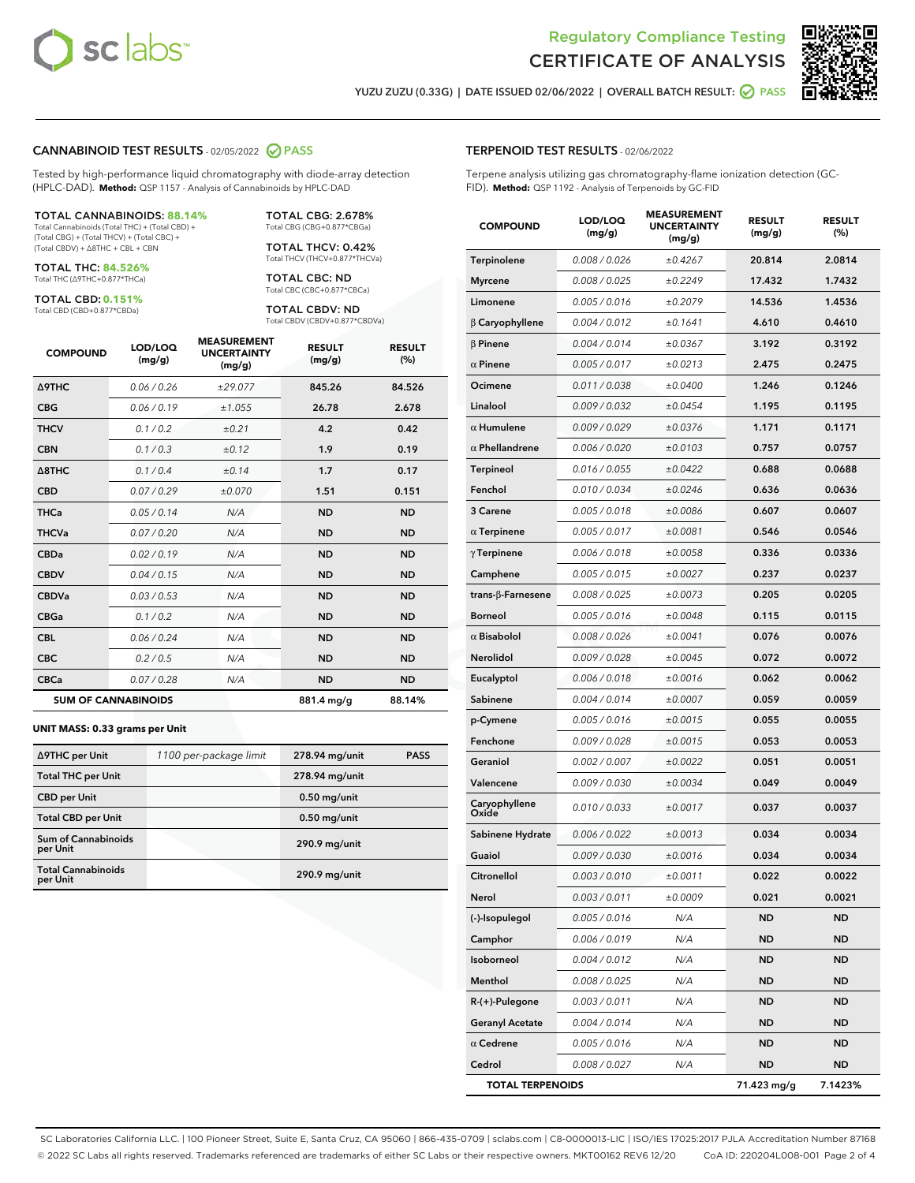# Regulatory Compliance Testing
# CERTIFICATE OF ANALYSIS

YUZU ZUZU (0.33G) | DATE ISSUED 02/06/2022 | OVERALL BATCH RESULT: PASS

## CANNABINOID TEST RESULTS - 02/05/2022 PASS

Tested by high-performance liquid chromatography with diode-array detection (HPLC-DAD). **Method:** QSP 1157 - Analysis of Cannabinoids by HPLC-DAD

**TOTAL CANNABINOIDS: 88.14%**
Total Cannabinoids (Total THC) + (Total CBD) + (Total CBG) + (Total THCV) + (Total CBC) + (Total CBDV) + Δ8THC + CBL + CBN

**TOTAL THC: 84.526%**
Total THC (Δ9THC+0.877*THCa)

**TOTAL CBD: 0.151%**
Total CBD (CBD+0.877*CBDa)

**TOTAL CBG: 2.678%**
Total CBG (CBG+0.877*CBGa)

**TOTAL THCV: 0.42%**
Total THCV (THCV+0.877*THCVa)

**TOTAL CBC: ND**
Total CBC (CBC+0.877*CBCa)

**TOTAL CBDV: ND**
Total CBDV (CBDV+0.877*CBDVa)

| COMPOUND | LOD/LOQ (mg/g) | MEASUREMENT UNCERTAINTY (mg/g) | RESULT (mg/g) | RESULT (%) |
|---|---|---|---|---|
| Δ9THC | 0.06 / 0.26 | ±29.077 | 845.26 | 84.526 |
| CBG | 0.06 / 0.19 | ±1.055 | 26.78 | 2.678 |
| THCV | 0.1 / 0.2 | ±0.21 | 4.2 | 0.42 |
| CBN | 0.1 / 0.3 | ±0.12 | 1.9 | 0.19 |
| Δ8THC | 0.1 / 0.4 | ±0.14 | 1.7 | 0.17 |
| CBD | 0.07 / 0.29 | ±0.070 | 1.51 | 0.151 |
| THCa | 0.05 / 0.14 | N/A | ND | ND |
| THCVa | 0.07 / 0.20 | N/A | ND | ND |
| CBDa | 0.02 / 0.19 | N/A | ND | ND |
| CBDV | 0.04 / 0.15 | N/A | ND | ND |
| CBDVa | 0.03 / 0.53 | N/A | ND | ND |
| CBGa | 0.1 / 0.2 | N/A | ND | ND |
| CBL | 0.06 / 0.24 | N/A | ND | ND |
| CBC | 0.2 / 0.5 | N/A | ND | ND |
| CBCa | 0.07 / 0.28 | N/A | ND | ND |
| **SUM OF CANNABINOIDS** | | | 881.4 mg/g | 88.14% |

### UNIT MASS: 0.33 grams per Unit

| | | | |
|---|---|---|---|
| Δ9THC per Unit | 1100 per-package limit | 278.94 mg/unit | PASS |
| Total THC per Unit | | 278.94 mg/unit | |
| CBD per Unit | | 0.50 mg/unit | |
| Total CBD per Unit | | 0.50 mg/unit | |
| Sum of Cannabinoids per Unit | | 290.9 mg/unit | |
| Total Cannabinoids per Unit | | 290.9 mg/unit | |

## TERPENOID TEST RESULTS - 02/06/2022

Terpene analysis utilizing gas chromatography-flame ionization detection (GC-FID). **Method:** QSP 1192 - Analysis of Terpenoids by GC-FID

| COMPOUND | LOD/LOQ (mg/g) | MEASUREMENT UNCERTAINTY (mg/g) | RESULT (mg/g) | RESULT (%) |
|---|---|---|---|---|
| Terpinolene | 0.008 / 0.026 | ±0.4267 | 20.814 | 2.0814 |
| Myrcene | 0.008 / 0.025 | ±0.2249 | 17.432 | 1.7432 |
| Limonene | 0.005 / 0.016 | ±0.2079 | 14.536 | 1.4536 |
| β Caryophyllene | 0.004 / 0.012 | ±0.1641 | 4.610 | 0.4610 |
| β Pinene | 0.004 / 0.014 | ±0.0367 | 3.192 | 0.3192 |
| α Pinene | 0.005 / 0.017 | ±0.0213 | 2.475 | 0.2475 |
| Ocimene | 0.011 / 0.038 | ±0.0400 | 1.246 | 0.1246 |
| Linalool | 0.009 / 0.032 | ±0.0454 | 1.195 | 0.1195 |
| α Humulene | 0.009 / 0.029 | ±0.0376 | 1.171 | 0.1171 |
| α Phellandrene | 0.006 / 0.020 | ±0.0103 | 0.757 | 0.0757 |
| Terpineol | 0.016 / 0.055 | ±0.0422 | 0.688 | 0.0688 |
| Fenchol | 0.010 / 0.034 | ±0.0246 | 0.636 | 0.0636 |
| 3 Carene | 0.005 / 0.018 | ±0.0086 | 0.607 | 0.0607 |
| α Terpinene | 0.005 / 0.017 | ±0.0081 | 0.546 | 0.0546 |
| γ Terpinene | 0.006 / 0.018 | ±0.0058 | 0.336 | 0.0336 |
| Camphene | 0.005 / 0.015 | ±0.0027 | 0.237 | 0.0237 |
| trans-β-Farnesene | 0.008 / 0.025 | ±0.0073 | 0.205 | 0.0205 |
| Borneol | 0.005 / 0.016 | ±0.0048 | 0.115 | 0.0115 |
| α Bisabolol | 0.008 / 0.026 | ±0.0041 | 0.076 | 0.0076 |
| Nerolidol | 0.009 / 0.028 | ±0.0045 | 0.072 | 0.0072 |
| Eucalyptol | 0.006 / 0.018 | ±0.0016 | 0.062 | 0.0062 |
| Sabinene | 0.004 / 0.014 | ±0.0007 | 0.059 | 0.0059 |
| p-Cymene | 0.005 / 0.016 | ±0.0015 | 0.055 | 0.0055 |
| Fenchone | 0.009 / 0.028 | ±0.0015 | 0.053 | 0.0053 |
| Geraniol | 0.002 / 0.007 | ±0.0022 | 0.051 | 0.0051 |
| Valencene | 0.009 / 0.030 | ±0.0034 | 0.049 | 0.0049 |
| Caryophyllene Oxide | 0.010 / 0.033 | ±0.0017 | 0.037 | 0.0037 |
| Sabinene Hydrate | 0.006 / 0.022 | ±0.0013 | 0.034 | 0.0034 |
| Guaiol | 0.009 / 0.030 | ±0.0016 | 0.034 | 0.0034 |
| Citronellol | 0.003 / 0.010 | ±0.0011 | 0.022 | 0.0022 |
| Nerol | 0.003 / 0.011 | ±0.0009 | 0.021 | 0.0021 |
| (-)-Isopulegol | 0.005 / 0.016 | N/A | ND | ND |
| Camphor | 0.006 / 0.019 | N/A | ND | ND |
| Isoborneol | 0.004 / 0.012 | N/A | ND | ND |
| Menthol | 0.008 / 0.025 | N/A | ND | ND |
| R-(+)-Pulegone | 0.003 / 0.011 | N/A | ND | ND |
| Geranyl Acetate | 0.004 / 0.014 | N/A | ND | ND |
| α Cedrene | 0.005 / 0.016 | N/A | ND | ND |
| Cedrol | 0.008 / 0.027 | N/A | ND | ND |
| **TOTAL TERPENOIDS** | | | 71.423 mg/g | 7.1423% |

SC Laboratories California LLC. | 100 Pioneer Street, Suite E, Santa Cruz, CA 95060 | 866-435-0709 | sclabs.com | C8-0000013-LIC | ISO/IES 17025:2017 PJLA Accreditation Number 87168
© 2022 SC Labs all rights reserved. Trademarks referenced are trademarks of either SC Labs or their respective owners. MKT00162 REV6 12/20 CoA ID: 220204L008-001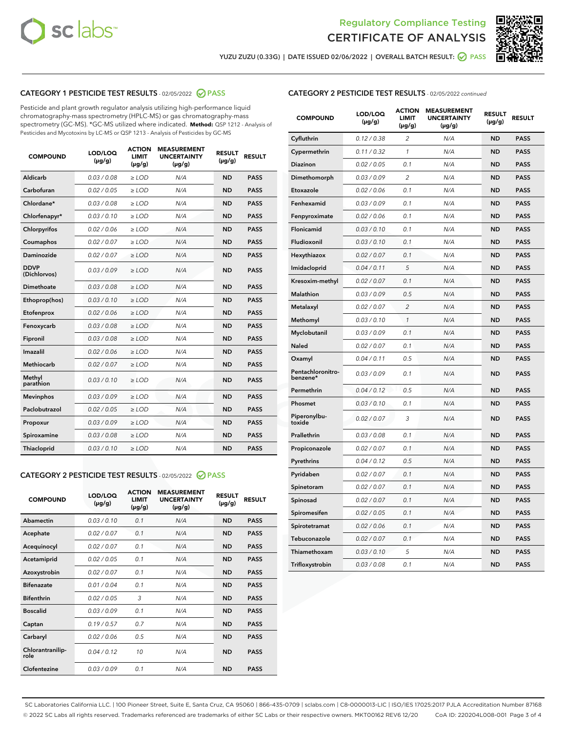Regulatory Compliance Testing
CERTIFICATE OF ANALYSIS

YUZU ZUZU (0.33G) | DATE ISSUED 02/06/2022 | OVERALL BATCH RESULT: PASS

## CATEGORY 1 PESTICIDE TEST RESULTS - 02/05/2022 PASS

Pesticide and plant growth regulator analysis utilizing high-performance liquid chromatography-mass spectrometry (HPLC-MS) or gas chromatography-mass spectrometry (GC-MS). *GC-MS utilized where indicated. **Method:** QSP 1212 - Analysis of Pesticides and Mycotoxins by LC-MS or QSP 1213 - Analysis of Pesticides by GC-MS

| COMPOUND | LOD/LOQ (µg/g) | ACTION LIMIT (µg/g) | MEASUREMENT UNCERTAINTY (µg/g) | RESULT (µg/g) | RESULT |
|---|---|---|---|---|---|
| Aldicarb | 0.03 / 0.08 | ≥ LOD | N/A | ND | PASS |
| Carbofuran | 0.02 / 0.05 | ≥ LOD | N/A | ND | PASS |
| Chlordane* | 0.03 / 0.08 | ≥ LOD | N/A | ND | PASS |
| Chlorfenapyr* | 0.03 / 0.10 | ≥ LOD | N/A | ND | PASS |
| Chlorpyrifos | 0.02 / 0.06 | ≥ LOD | N/A | ND | PASS |
| Coumaphos | 0.02 / 0.07 | ≥ LOD | N/A | ND | PASS |
| Daminozide | 0.02 / 0.07 | ≥ LOD | N/A | ND | PASS |
| DDVP (Dichlorvos) | 0.03 / 0.09 | ≥ LOD | N/A | ND | PASS |
| Dimethoate | 0.03 / 0.08 | ≥ LOD | N/A | ND | PASS |
| Ethoprop(hos) | 0.03 / 0.10 | ≥ LOD | N/A | ND | PASS |
| Etofenprox | 0.02 / 0.06 | ≥ LOD | N/A | ND | PASS |
| Fenoxycarb | 0.03 / 0.08 | ≥ LOD | N/A | ND | PASS |
| Fipronil | 0.03 / 0.08 | ≥ LOD | N/A | ND | PASS |
| Imazalil | 0.02 / 0.06 | ≥ LOD | N/A | ND | PASS |
| Methiocarb | 0.02 / 0.07 | ≥ LOD | N/A | ND | PASS |
| Methyl parathion | 0.03 / 0.10 | ≥ LOD | N/A | ND | PASS |
| Mevinphos | 0.03 / 0.09 | ≥ LOD | N/A | ND | PASS |
| Paclobutrazol | 0.02 / 0.05 | ≥ LOD | N/A | ND | PASS |
| Propoxur | 0.03 / 0.09 | ≥ LOD | N/A | ND | PASS |
| Spiroxamine | 0.03 / 0.08 | ≥ LOD | N/A | ND | PASS |
| Thiacloprid | 0.03 / 0.10 | ≥ LOD | N/A | ND | PASS |

## CATEGORY 2 PESTICIDE TEST RESULTS - 02/05/2022 PASS

| COMPOUND | LOD/LOQ (µg/g) | ACTION LIMIT (µg/g) | MEASUREMENT UNCERTAINTY (µg/g) | RESULT (µg/g) | RESULT |
|---|---|---|---|---|---|
| Abamectin | 0.03 / 0.10 | 0.1 | N/A | ND | PASS |
| Acephate | 0.02 / 0.07 | 0.1 | N/A | ND | PASS |
| Acequinocyl | 0.02 / 0.07 | 0.1 | N/A | ND | PASS |
| Acetamiprid | 0.02 / 0.05 | 0.1 | N/A | ND | PASS |
| Azoxystrobin | 0.02 / 0.07 | 0.1 | N/A | ND | PASS |
| Bifenazate | 0.01 / 0.04 | 0.1 | N/A | ND | PASS |
| Bifenthrin | 0.02 / 0.05 | 3 | N/A | ND | PASS |
| Boscalid | 0.03 / 0.09 | 0.1 | N/A | ND | PASS |
| Captan | 0.19 / 0.57 | 0.7 | N/A | ND | PASS |
| Carbaryl | 0.02 / 0.06 | 0.5 | N/A | ND | PASS |
| Chlorantraniliprole | 0.04 / 0.12 | 10 | N/A | ND | PASS |
| Clofentezine | 0.03 / 0.09 | 0.1 | N/A | ND | PASS |
| Cyfluthrin | 0.12 / 0.38 | 2 | N/A | ND | PASS |
| Cypermethrin | 0.11 / 0.32 | 1 | N/A | ND | PASS |
| Diazinon | 0.02 / 0.05 | 0.1 | N/A | ND | PASS |
| Dimethomorph | 0.03 / 0.09 | 2 | N/A | ND | PASS |
| Etoxazole | 0.02 / 0.06 | 0.1 | N/A | ND | PASS |
| Fenhexamid | 0.03 / 0.09 | 0.1 | N/A | ND | PASS |
| Fenpyroximate | 0.02 / 0.06 | 0.1 | N/A | ND | PASS |
| Flonicamid | 0.03 / 0.10 | 0.1 | N/A | ND | PASS |
| Fludioxonil | 0.03 / 0.10 | 0.1 | N/A | ND | PASS |
| Hexythiazox | 0.02 / 0.07 | 0.1 | N/A | ND | PASS |
| Imidacloprid | 0.04 / 0.11 | 5 | N/A | ND | PASS |
| Kresoxim-methyl | 0.02 / 0.07 | 0.1 | N/A | ND | PASS |
| Malathion | 0.03 / 0.09 | 0.5 | N/A | ND | PASS |
| Metalaxyl | 0.02 / 0.07 | 2 | N/A | ND | PASS |
| Methomyl | 0.03 / 0.10 | 1 | N/A | ND | PASS |
| Myclobutanil | 0.03 / 0.09 | 0.1 | N/A | ND | PASS |
| Naled | 0.02 / 0.07 | 0.1 | N/A | ND | PASS |
| Oxamyl | 0.04 / 0.11 | 0.5 | N/A | ND | PASS |
| Pentachloronitrobenzene* | 0.03 / 0.09 | 0.1 | N/A | ND | PASS |
| Permethrin | 0.04 / 0.12 | 0.5 | N/A | ND | PASS |
| Phosmet | 0.03 / 0.10 | 0.1 | N/A | ND | PASS |
| Piperonylbutoxide | 0.02 / 0.07 | 3 | N/A | ND | PASS |
| Prallethrin | 0.03 / 0.08 | 0.1 | N/A | ND | PASS |
| Propiconazole | 0.02 / 0.07 | 0.1 | N/A | ND | PASS |
| Pyrethrins | 0.04 / 0.12 | 0.5 | N/A | ND | PASS |
| Pyridaben | 0.02 / 0.07 | 0.1 | N/A | ND | PASS |
| Spinetoram | 0.02 / 0.07 | 0.1 | N/A | ND | PASS |
| Spinosad | 0.02 / 0.07 | 0.1 | N/A | ND | PASS |
| Spiromesifen | 0.02 / 0.05 | 0.1 | N/A | ND | PASS |
| Spirotetramat | 0.02 / 0.06 | 0.1 | N/A | ND | PASS |
| Tebuconazole | 0.02 / 0.07 | 0.1 | N/A | ND | PASS |
| Thiamethoxam | 0.03 / 0.10 | 5 | N/A | ND | PASS |
| Trifloxystrobin | 0.03 / 0.08 | 0.1 | N/A | ND | PASS |

SC Laboratories California LLC. | 100 Pioneer Street, Suite E, Santa Cruz, CA 95060 | 866-435-0709 | sclabs.com | C8-0000013-LIC | ISO/IES 17025:2017 PJLA Accreditation Number 87168
© 2022 SC Labs all rights reserved. Trademarks referenced are trademarks of either SC Labs or their respective owners. MKT00162 REV6 12/20 CoA ID: 220204L008-001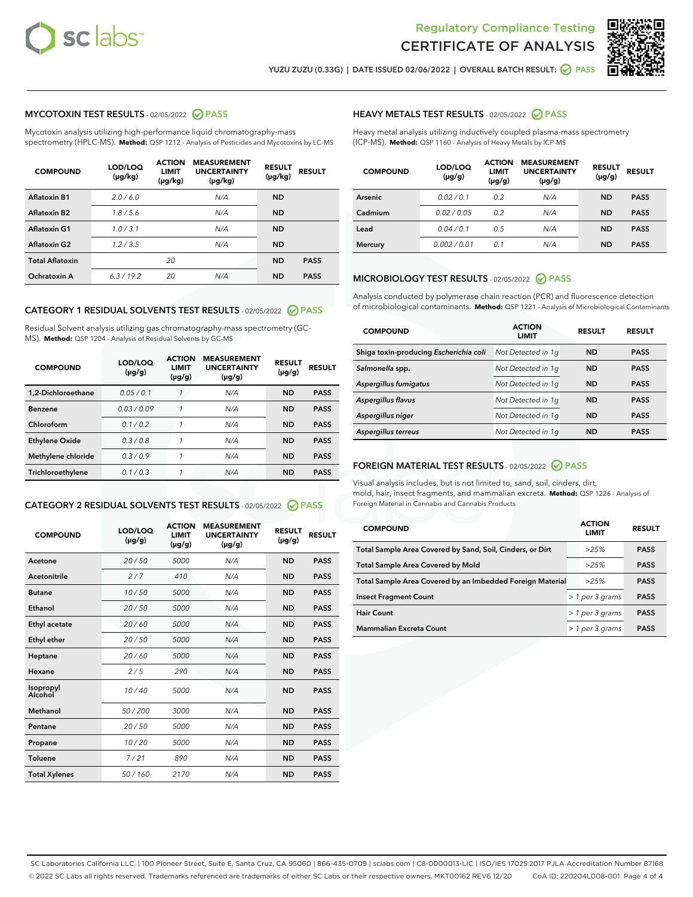Regulatory Compliance Testing

# CERTIFICATE OF ANALYSIS

YUZU ZUZU (0.33G) | DATE ISSUED 02/06/2022 | OVERALL BATCH RESULT: PASS

## MYCOTOXIN TEST RESULTS - 02/05/2022 PASS

Mycotoxin analysis utilizing high-performance liquid chromatography-mass spectrometry (HPLC-MS). **Method:** QSP 1212 - Analysis of Pesticides and Mycotoxins by LC-MS

| COMPOUND | LOD/LOQ (μg/kg) | ACTION LIMIT (μg/kg) | MEASUREMENT UNCERTAINTY (μg/kg) | RESULT (μg/kg) | RESULT |
|---|---|---|---|---|---|
| Aflatoxin B1 | 2.0 / 6.0 | | N/A | ND | |
| Aflatoxin B2 | 1.8 / 5.6 | | N/A | ND | |
| Aflatoxin G1 | 1.0 / 3.1 | | N/A | ND | |
| Aflatoxin G2 | 1.2 / 3.5 | | N/A | ND | |
| Total Aflatoxin | | 20 | | ND | PASS |
| Ochratoxin A | 6.3 / 19.2 | 20 | N/A | ND | PASS |

## CATEGORY 1 RESIDUAL SOLVENTS TEST RESULTS - 02/05/2022 PASS

Residual Solvent analysis utilizing gas chromatography-mass spectrometry (GC-MS). **Method:** QSP 1204 - Analysis of Residual Solvents by GC-MS

| COMPOUND | LOD/LOQ (μg/g) | ACTION LIMIT (μg/g) | MEASUREMENT UNCERTAINTY (μg/g) | RESULT (μg/g) | RESULT |
|---|---|---|---|---|---|
| 1,2-Dichloroethane | 0.05 / 0.1 | 1 | N/A | ND | PASS |
| Benzene | 0.03 / 0.09 | 1 | N/A | ND | PASS |
| Chloroform | 0.1 / 0.2 | 1 | N/A | ND | PASS |
| Ethylene Oxide | 0.3 / 0.8 | 1 | N/A | ND | PASS |
| Methylene chloride | 0.3 / 0.9 | 1 | N/A | ND | PASS |
| Trichloroethylene | 0.1 / 0.3 | 1 | N/A | ND | PASS |

## CATEGORY 2 RESIDUAL SOLVENTS TEST RESULTS - 02/05/2022 PASS

| COMPOUND | LOD/LOQ (μg/g) | ACTION LIMIT (μg/g) | MEASUREMENT UNCERTAINTY (μg/g) | RESULT (μg/g) | RESULT |
|---|---|---|---|---|---|
| Acetone | 20 / 50 | 5000 | N/A | ND | PASS |
| Acetonitrile | 2 / 7 | 410 | N/A | ND | PASS |
| Butane | 10 / 50 | 5000 | N/A | ND | PASS |
| Ethanol | 20 / 50 | 5000 | N/A | ND | PASS |
| Ethyl acetate | 20 / 60 | 5000 | N/A | ND | PASS |
| Ethyl ether | 20 / 50 | 5000 | N/A | ND | PASS |
| Heptane | 20 / 60 | 5000 | N/A | ND | PASS |
| Hexane | 2 / 5 | 290 | N/A | ND | PASS |
| Isopropyl Alcohol | 10 / 40 | 5000 | N/A | ND | PASS |
| Methanol | 50 / 200 | 3000 | N/A | ND | PASS |
| Pentane | 20 / 50 | 5000 | N/A | ND | PASS |
| Propane | 10 / 20 | 5000 | N/A | ND | PASS |
| Toluene | 7 / 21 | 890 | N/A | ND | PASS |
| Total Xylenes | 50 / 160 | 2170 | N/A | ND | PASS |

## HEAVY METALS TEST RESULTS - 02/05/2022 PASS

Heavy metal analysis utilizing inductively coupled plasma-mass spectrometry (ICP-MS). **Method:** QSP 1160 - Analysis of Heavy Metals by ICP-MS

| COMPOUND | LOD/LOQ (μg/g) | ACTION LIMIT (μg/g) | MEASUREMENT UNCERTAINTY (μg/g) | RESULT (μg/g) | RESULT |
|---|---|---|---|---|---|
| Arsenic | 0.02 / 0.1 | 0.2 | N/A | ND | PASS |
| Cadmium | 0.02 / 0.05 | 0.2 | N/A | ND | PASS |
| Lead | 0.04 / 0.1 | 0.5 | N/A | ND | PASS |
| Mercury | 0.002 / 0.01 | 0.1 | N/A | ND | PASS |

## MICROBIOLOGY TEST RESULTS - 02/05/2022 PASS

Analysis conducted by polymerase chain reaction (PCR) and fluorescence detection of microbiological contaminants. **Method:** QSP 1221 - Analysis of Microbiological Contaminants

| COMPOUND | ACTION LIMIT | RESULT | RESULT |
|---|---|---|---|
| Shiga toxin-producing *Escherichia coli* | Not Detected in 1g | ND | PASS |
| *Salmonella* spp. | Not Detected in 1g | ND | PASS |
| *Aspergillus fumigatus* | Not Detected in 1g | ND | PASS |
| *Aspergillus flavus* | Not Detected in 1g | ND | PASS |
| *Aspergillus niger* | Not Detected in 1g | ND | PASS |
| *Aspergillus terreus* | Not Detected in 1g | ND | PASS |

## FOREIGN MATERIAL TEST RESULTS - 02/05/2022 PASS

Visual analysis includes, but is not limited to, sand, soil, cinders, dirt, mold, hair, insect fragments, and mammalian excreta. **Method:** QSP 1226 - Analysis of Foreign Material in Cannabis and Cannabis Products

| COMPOUND | ACTION LIMIT | RESULT |
|---|---|---|
| Total Sample Area Covered by Sand, Soil, Cinders, or Dirt | >25% | PASS |
| Total Sample Area Covered by Mold | >25% | PASS |
| Total Sample Area Covered by an Imbedded Foreign Material | >25% | PASS |
| Insect Fragment Count | > 1 per 3 grams | PASS |
| Hair Count | > 1 per 3 grams | PASS |
| Mammalian Excreta Count | > 1 per 3 grams | PASS |

SC Laboratories California LLC. | 100 Pioneer Street, Suite E, Santa Cruz, CA 95060 | 866-435-0709 | sclabs.com | C8-0000013-LIC | ISO/IES 17025:2017 PJLA Accreditation Number 87168
© 2022 SC Labs all rights reserved. Trademarks referenced are trademarks of either SC Labs or their respective owners. MKT00162 REV6 12/20 CoA ID: 220204L008-001